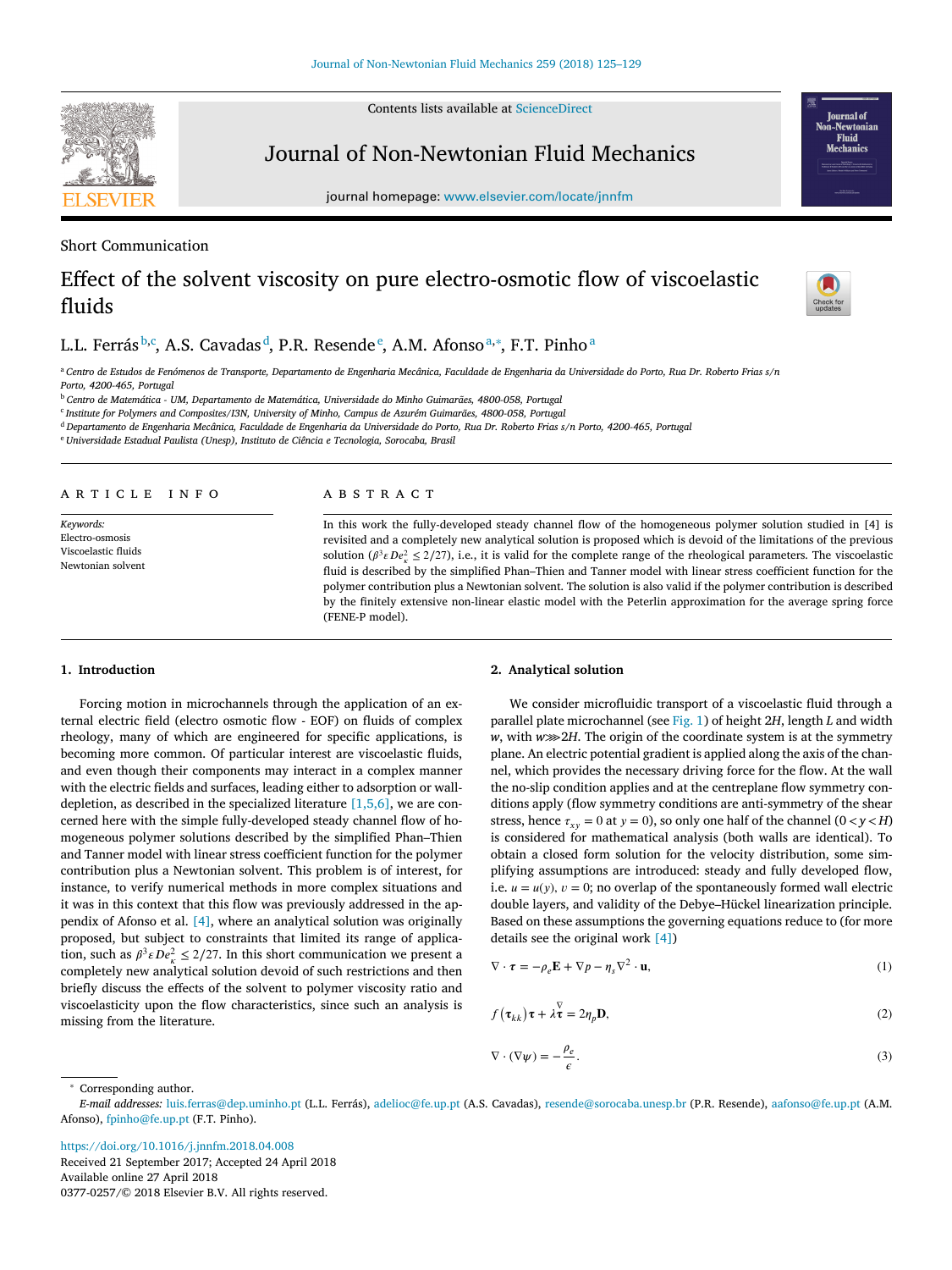Contents lists available at ScienceDirect

# Journal of Non-Newtonian Fluid Mechanics

journal homepage: www.elsevier.com/locate/jnnfm

Short Communication

# Effect of the solvent viscosity on pure electro-osmotic flow of viscoelastic fluids

L.L. Ferrás[b,c], A.S. Cavadas[d], P.R. Resende[e], A.M. Afonso[a,*], F.T. Pinho[a]

[a] Centro de Estudos de Fenómenos de Transporte, Departamento de Engenharia Mecânica, Faculdade de Engenharia da Universidade do Porto, Rua Dr. Roberto Frias s/n Porto, 4200-465, Portugal

[b] Centro de Matemática - UM, Departamento de Matemática, Universidade do Minho Guimarães, 4800-058, Portugal

[c] Institute for Polymers and Composites/I3N, University of Minho, Campus de Azurém Guimarães, 4800-058, Portugal

[d] Departamento de Engenharia Mecânica, Faculdade de Engenharia da Universidade do Porto, Rua Dr. Roberto Frias s/n Porto, 4200-465, Portugal

[e] Universidade Estadual Paulista (Unesp), Instituto de Ciência e Tecnologia, Sorocaba, Brasil

## ARTICLE INFO

*Keywords:*
Electro-osmosis
Viscoelastic fluids
Newtonian solvent

## ABSTRACT

In this work the fully-developed steady channel flow of the homogeneous polymer solution studied in [4] is revisited and a completely new analytical solution is proposed which is devoid of the limitations of the previous solution ($\beta^3 \varepsilon De_\kappa^2 \le 2/27$), i.e., it is valid for the complete range of the rheological parameters. The viscoelastic fluid is described by the simplified Phan–Thien and Tanner model with linear stress coefficient function for the polymer contribution plus a Newtonian solvent. The solution is also valid if the polymer contribution is described by the finitely extensive non-linear elastic model with the Peterlin approximation for the average spring force (FENE-P model).

## 1. Introduction

Forcing motion in microchannels through the application of an external electric field (electro osmotic flow - EOF) on fluids of complex rheology, many of which are engineered for specific applications, is becoming more common. Of particular interest are viscoelastic fluids, and even though their components may interact in a complex manner with the electric fields and surfaces, leading either to adsorption or wall-depletion, as described in the specialized literature [1,5,6], we are concerned here with the simple fully-developed steady channel flow of homogeneous polymer solutions described by the simplified Phan–Thien and Tanner model with linear stress coefficient function for the polymer contribution plus a Newtonian solvent. This problem is of interest, for instance, to verify numerical methods in more complex situations and it was in this context that this flow was previously addressed in the appendix of Afonso et al. [4], where an analytical solution was originally proposed, but subject to constraints that limited its range of application, such as $\beta^3 \varepsilon De_\kappa^2 \le 2/27$. In this short communication we present a completely new analytical solution devoid of such restrictions and then briefly discuss the effects of the solvent to polymer viscosity ratio and viscoelasticity upon the flow characteristics, since such an analysis is missing from the literature.

## 2. Analytical solution

We consider microfluidic transport of a viscoelastic fluid through a parallel plate microchannel (see Fig. 1) of height $2H$, length $L$ and width $w$, with $w \ggg 2H$. The origin of the coordinate system is at the symmetry plane. An electric potential gradient is applied along the axis of the channel, which provides the necessary driving force for the flow. At the wall the no-slip condition applies and at the centreplane flow symmetry conditions apply (flow symmetry conditions are anti-symmetry of the shear stress, hence $\tau_{xy} = 0$ at $y = 0$), so only one half of the channel ($0 < y < H$) is considered for mathematical analysis (both walls are identical). To obtain a closed form solution for the velocity distribution, some simplifying assumptions are introduced: steady and fully developed flow, i.e. $u = u(y)$, $v = 0$; no overlap of the spontaneously formed wall electric double layers, and validity of the Debye–Hückel linearization principle. Based on these assumptions the governing equations reduce to (for more details see the original work [4])

$$\nabla \cdot \boldsymbol{\tau} = -\rho_e \mathbf{E} + \nabla p - \eta_s \nabla^2 \cdot \mathbf{u}, \tag{1}$$

$$f(\tau_{kk})\boldsymbol{\tau} + \lambda \overset{\nabla}{\boldsymbol{\tau}} = 2\eta_p \mathbf{D}, \tag{2}$$

$$\nabla \cdot (\nabla \psi) = -\frac{\rho_e}{\epsilon}. \tag{3}$$

* Corresponding author.
*E-mail addresses:* luis.ferras@dep.uminho.pt (L.L. Ferrás), adelioc@fe.up.pt (A.S. Cavadas), resende@sorocaba.unesp.br (P.R. Resende), aafonso@fe.up.pt (A.M. Afonso), fpinho@fe.up.pt (F.T. Pinho).

https://doi.org/10.1016/j.jnnfm.2018.04.008
Received 21 September 2017; Accepted 24 April 2018
Available online 27 April 2018
0377-0257/© 2018 Elsevier B.V. All rights reserved.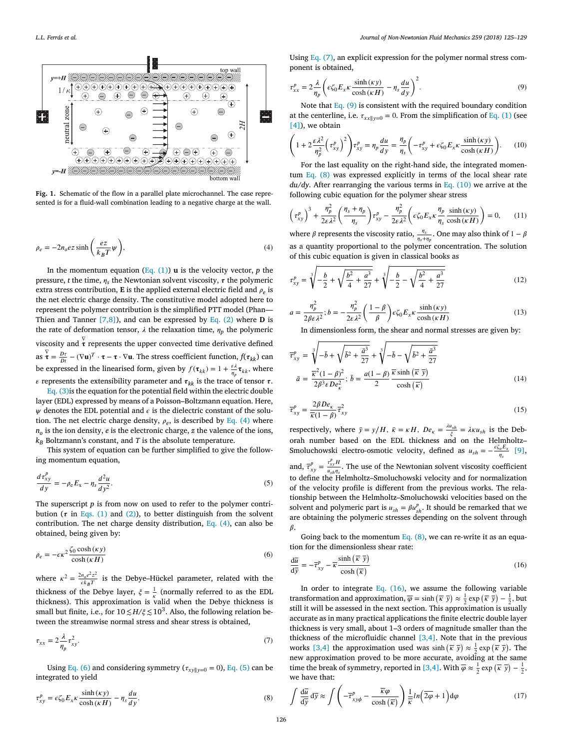**Fig. 1.** Schematic of the flow in a parallel plate microchannel. The case represented is for a fluid-wall combination leading to a negative charge at the wall.

$$\rho_e = -2n_o ez \sinh\left(\frac{ez}{k_B T}\psi\right), \tag{4}$$

In the momentum equation (Eq. (1)) $\mathbf{u}$ is the velocity vector, $p$ the pressure, $t$ the time, $\eta_s$ the Newtonian solvent viscosity, $\boldsymbol{\tau}$ the polymeric extra stress contribution, $\mathbf{E}$ is the applied external electric field and $\rho_e$ is the net electric charge density. The constitutive model adopted here to represent the polymer contribution is the simplified PTT model (Phan—Thien and Tanner [7,8]), and can be expressed by Eq. (2) where $\mathbf{D}$ is the rate of deformation tensor, $\lambda$ the relaxation time, $\eta_p$ the polymeric viscosity and $\overset{\nabla}{\boldsymbol{\tau}}$ represents the upper convected time derivative defined as $\overset{\nabla}{\boldsymbol{\tau}} = \frac{D\boldsymbol{\tau}}{Dt} - (\nabla\mathbf{u})^T\cdot\boldsymbol{\tau} - \boldsymbol{\tau}\cdot\nabla\mathbf{u}$. The stress coefficient function, $f(\boldsymbol{\tau}_{kk})$ can be expressed in the linearised form, given by $f(\boldsymbol{\tau}_{kk}) = 1 + \frac{\varepsilon\lambda}{\eta_p}\boldsymbol{\tau}_{kk}$, where $\varepsilon$ represents the extensibility parameter and $\boldsymbol{\tau}_{kk}$ is the trace of tensor $\boldsymbol{\tau}$. Eq. (3)is the equation for the potential field within the electric double layer (EDL) expressed by means of a Poisson–Boltzmann equation. Here, $\psi$ denotes the EDL potential and $\epsilon$ is the dielectric constant of the solution. The net electric charge density, $\rho_e$, is described by Eq. (4) where $n_o$ is the ion density, $e$ is the electronic charge, $z$ the valence of the ions, $k_B$ Boltzmann's constant, and $T$ is the absolute temperature.

This system of equation can be further simplified to give the following momentum equation,

$$\frac{d\tau^p_{xy}}{dy} = -\rho_e E_x - \eta_s\frac{d^2u}{dy^2}. \tag{5}$$

The superscript $p$ is from now on used to refer to the polymer contribution ($\tau$ in Eqs. (1) and (2)), to better distinguish from the solvent contribution. The net charge density distribution, Eq. (4), can also be obtained, being given by:

$$\rho_e = -\epsilon\kappa^2\frac{\zeta_0\cosh(\kappa y)}{\cosh(\kappa H)} \tag{6}$$

where $\kappa^2 = \frac{2n_o e^2 z^2}{\epsilon k_B T}$ is the Debye–Hückel parameter, related with the thickness of the Debye layer, $\xi = \frac{1}{\kappa}$ (normally referred to as the EDL thickness). This approximation is valid when the Debye thickness is small but finite, i.e., for $10 \lesssim H/\xi \lesssim 10^3$. Also, the following relation between the streamwise normal stress and shear stress is obtained,

$$\tau_{xx} = 2\frac{\lambda}{\eta_p}\tau^2_{xy}. \tag{7}$$

Using Eq. (6) and considering symmetry ($\tau_{xy\|y=0} = 0$), Eq. (5) can be integrated to yield

$$\tau^p_{xy} = \epsilon\zeta_0 E_x\kappa\frac{\sinh(\kappa y)}{\cosh(\kappa H)} - \eta_s\frac{du}{dy}. \tag{8}$$

Using Eq. (7), an explicit expression for the polymer normal stress component is obtained,

$$\tau^p_{xx} = 2\frac{\lambda}{\eta_p}\left(\epsilon\zeta_0 E_x\kappa\frac{\sinh(\kappa y)}{\cosh(\kappa H)} - \eta_s\frac{du}{dy}\right)^2. \tag{9}$$

Note that Eq. (9) is consistent with the required boundary condition at the centerline, i.e. $\tau_{xx\|y=0} = 0$. From the simplification of Eq. (1) (see [4]), we obtain

$$\left(1 + 2\frac{\varepsilon\lambda^2}{\eta_p^2}\left(\tau^p_{xy}\right)^2\right)\tau^p_{xy} = \eta_p\frac{du}{dy} = \frac{\eta_p}{\eta_s}\left(-\tau^p_{xy} + \epsilon\zeta_0 E_x\kappa\frac{\sinh(\kappa y)}{\cosh(\kappa H)}\right). \tag{10}$$

For the last equality on the right-hand side, the integrated momentum Eq. (8) was expressed explicitly in terms of the local shear rate $du/dy$. After rearranging the various terms in Eq. (10) we arrive at the following cubic equation for the polymer shear stress

$$\left(\tau^p_{xy}\right)^3 + \frac{\eta_p^2}{2\varepsilon\lambda^2}\left(\frac{\eta_s+\eta_p}{\eta_s}\right)\tau^p_{xy} - \frac{\eta_p^2}{2\varepsilon\lambda^2}\left(\epsilon\zeta_0 E_x\kappa\frac{\eta_p}{\eta_s}\frac{\sinh(\kappa y)}{\cosh(\kappa H)}\right) = 0, \tag{11}$$

where $\beta$ represents the viscosity ratio, $\frac{\eta_s}{\eta_s+\eta_p}$. One may also think of $1-\beta$ as a quantity proportional to the polymer concentration. The solution of this cubic equation is given in classical books as

$$\tau^p_{xy} = \sqrt[3]{-\frac{b}{2} + \sqrt{\frac{b^2}{4} + \frac{a^3}{27}}} + \sqrt[3]{-\frac{b}{2} - \sqrt{\frac{b^2}{4} + \frac{a^3}{27}}} \tag{12}$$

$$a = \frac{\eta_p^2}{2\beta\varepsilon\lambda^2};\ b = -\frac{\eta_p^2}{2\varepsilon\lambda^2}\left(\frac{1-\beta}{\beta}\right)\epsilon\zeta_0 E_x\kappa\frac{\sinh(\kappa y)}{\cosh(\kappa H)} \tag{13}$$

In dimensionless form, the shear and normal stresses are given by:

$$\overline{\tau}^p_{xy} = \sqrt[3]{-\bar{b} + \sqrt{\bar{b}^2 + \frac{\bar{a}^3}{27}}} + \sqrt[3]{-\bar{b} - \sqrt{\bar{b}^2 + \frac{\bar{a}^3}{27}}}$$
$$\bar{a} = \frac{\bar{\kappa}^2(1-\beta)^2}{2\beta^3\varepsilon De_\kappa^2};\ \bar{b} = \frac{a(1-\beta)}{2}\frac{\bar{\kappa}\sinh(\bar{\kappa}\ \bar{y})}{\cosh(\bar{\kappa})} \tag{14}$$

$$\overline{\tau}^p_{xy} = \frac{2\beta De_\kappa}{\bar{\kappa}(1-\beta)}\overline{\tau}^2_{xy} \tag{15}$$

respectively, where $\bar{y} = y/H$, $\bar{\kappa} = \kappa H$, $De_\kappa = \frac{\lambda u_{sh}}{\xi} = \lambda\kappa u_{sh}$ is the Deborah number based on the EDL thickness and on the Helmholtz–Smoluchowski electro-osmotic velocity, defined as $u_{sh} = -\frac{\epsilon\zeta_0 E_x}{\eta_s}$ [9], and, $\overline{\tau}^p_{xy} = \frac{\tau^p_{xy}H}{u_{sh}\eta_s}$. The use of the Newtonian solvent viscosity coefficient to define the Helmholtz–Smoluchowski velocity and for normalization of the velocity profile is different from the previous works. The relationship between the Helmholtz–Smoluchowski velocities based on the solvent and polymeric part is $u_{sh} = \beta u^p_{sh}$. It should be remarked that we are obtaining the polymeric stresses depending on the solvent through $\beta$.

Going back to the momentum Eq. (8), we can re-write it as an equation for the dimensionless shear rate:

$$\frac{d\bar{u}}{d\bar{y}} = -\overline{\tau}^p_{xy} - \bar{\kappa}\frac{\sinh(\bar{\kappa}\ \bar{y})}{\cosh(\bar{\kappa})} \tag{16}$$

In order to integrate Eq. (16), we assume the following variable transformation and approximation, $\overline{\varphi} = \sinh(\bar{\kappa}\ \bar{y}) \approx \frac{1}{2}\exp(\bar{\kappa}\ \bar{y}) - \frac{1}{2}$, but still it will be assessed in the next section. This approximation is usually accurate as in many practical applications the finite electric double layer thickness is very small, about 1–3 orders of magnitude smaller than the thickness of the microfluidic channel [3,4]. Note that in the previous works [3,4] the approximation used was $\sinh(\bar{\kappa}\ \bar{y}) \approx \frac{1}{2}\exp(\bar{\kappa}\ \bar{y})$. The new approximation proved to be more accurate, avoiding at the same time the break of symmetry, reported in [3,4]. With $\overline{\varphi} \approx \frac{1}{2}\exp(\bar{\kappa}\ \bar{y}) - \frac{1}{2}$, we have that:

$$\int\frac{d\bar{u}}{d\bar{y}}d\bar{y} \approx \int\left(-\overline{\tau}^p_{xy\phi} - \frac{\bar{\kappa}\varphi}{\cosh(\bar{\kappa})}\right)\frac{1}{\bar{\kappa}}ln\left(2\varphi + 1\right)d\varphi \tag{17}$$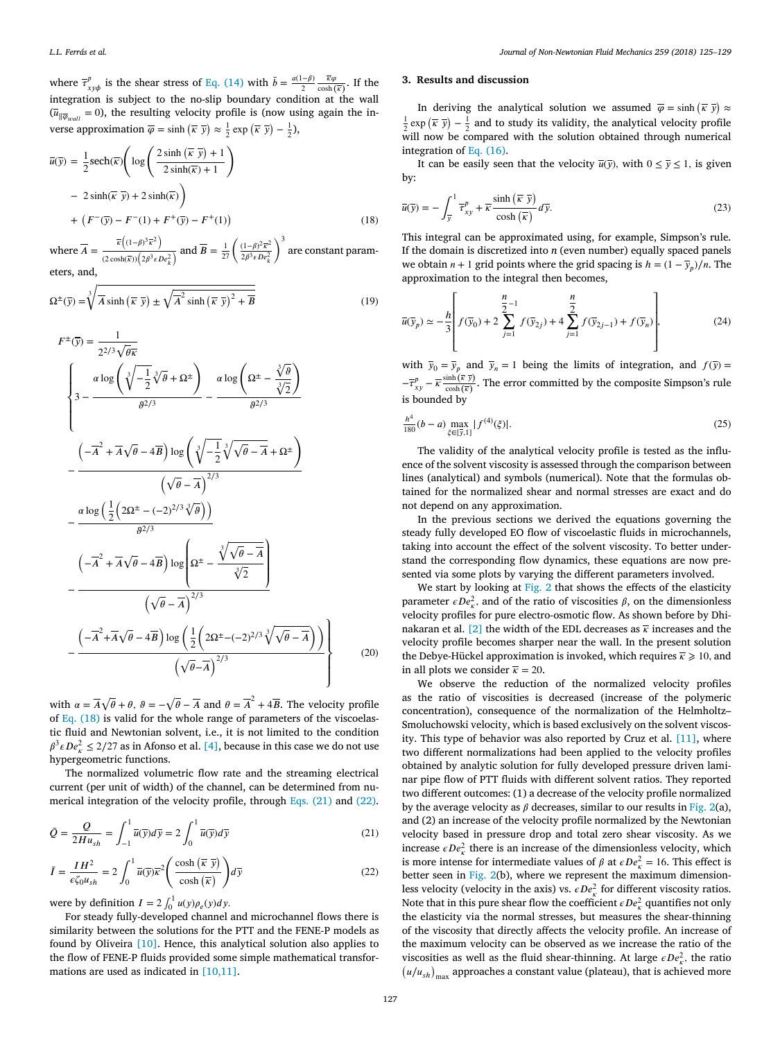where $\overline{\tau}^p_{xy\phi}$ is the shear stress of Eq. (14) with $\bar{b} = \frac{a(1-\beta)}{2}\frac{\overline{\kappa}\varphi}{\cosh(\overline{\kappa})}$. If the integration is subject to the no-slip boundary condition at the wall ($\overline{u}_{\|\overline{\varphi}_{wall}} = 0$), the resulting velocity profile is (now using again the inverse approximation $\overline{\varphi} = \sinh(\overline{\kappa}\ \overline{y}) \approx \frac{1}{2}\exp(\overline{\kappa}\ \overline{y}) - \frac{1}{2}$),

$$\overline{u}(\overline{y}) = \frac{1}{2}\mathrm{sech}(\overline{\kappa})\left(\log\left(\frac{2\sinh(\overline{\kappa}\ \overline{y})+1}{2\sinh(\overline{\kappa})+1}\right) - 2\sinh(\overline{\kappa}\ \overline{y}) + 2\sinh(\overline{\kappa})\right) + \left(F^-(\overline{y}) - F^-(1) + F^+(\overline{y}) - F^+(1)\right) \tag{18}$$

where $\overline{A} = \frac{\overline{\kappa}\left((1-\beta)^3\overline{\kappa}^2\right)}{(2\cosh(\overline{\kappa}))\left(2\beta^3\varepsilon De_\kappa^2\right)}$ and $\overline{B} = \frac{1}{27}\left(\frac{(1-\beta)^2\overline{\kappa}^2}{2\beta^3\varepsilon De_\kappa^2}\right)^3$ are constant parameters, and,

$$\Omega^{\pm}(\overline{y}) = \sqrt[3]{\overline{A}\sinh(\overline{\kappa}\ \overline{y}) \pm \sqrt{\overline{A}^2\sinh(\overline{\kappa}\ \overline{y})^2 + \overline{B}}} \tag{19}$$

$$F^{\pm}(\overline{y}) = \frac{1}{2^{2/3}\sqrt{\theta}\overline{\kappa}}\left\{3 - \frac{\alpha\log\left(\sqrt[3]{-\frac{1}{2}}\sqrt[3]{\vartheta} + \Omega^{\pm}\right)}{\vartheta^{2/3}} - \frac{\alpha\log\left(\Omega^{\pm} - \frac{\sqrt[3]{\vartheta}}{\sqrt[3]{2}}\right)}{\vartheta^{2/3}} - \frac{\left(-\overline{A}^2 + \overline{A}\sqrt{\theta} - 4\overline{B}\right)\log\left(\sqrt[3]{-\frac{1}{2}}\sqrt[3]{\sqrt{\theta}-\overline{A}} + \Omega^{\pm}\right)}{\left(\sqrt{\theta}-\overline{A}\right)^{2/3}} - \frac{\alpha\log\left(\frac{1}{2}\left(2\Omega^{\pm} - (-2)^{2/3}\sqrt[3]{\vartheta}\right)\right)}{\vartheta^{2/3}} - \frac{\left(-\overline{A}^2 + \overline{A}\sqrt{\theta} - 4\overline{B}\right)\log\left(\Omega^{\pm} - \frac{\sqrt[3]{\sqrt{\theta}-\overline{A}}}{\sqrt[3]{2}}\right)}{\left(\sqrt{\theta}-\overline{A}\right)^{2/3}} - \frac{\left(-\overline{A}^2 + \overline{A}\sqrt{\theta} - 4\overline{B}\right)\log\left(\frac{1}{2}\left(2\Omega^{\pm} - (-2)^{2/3}\sqrt[3]{\sqrt{\theta}-\overline{A}}\right)\right)}{\left(\sqrt{\theta}-\overline{A}\right)^{2/3}}\right\} \tag{20}$$

with $\alpha = \overline{A}\sqrt{\theta} + \theta$, $\vartheta = -\sqrt{\theta} - \overline{A}$ and $\theta = \overline{A}^2 + 4\overline{B}$. The velocity profile of Eq. (18) is valid for the whole range of parameters of the viscoelastic fluid and Newtonian solvent, i.e., it is not limited to the condition $\beta^3\varepsilon De_\kappa^2 \leq 2/27$ as in Afonso et al. [4], because in this case we do not use hypergeometric functions.

The normalized volumetric flow rate and the streaming electrical current (per unit of width) of the channel, can be determined from numerical integration of the velocity profile, through Eqs. (21) and (22).

$$\bar{Q} = \frac{Q}{2Hu_{sh}} = \int_{-1}^{1}\overline{u}(\overline{y})d\overline{y} = 2\int_0^1\overline{u}(\overline{y})d\overline{y} \tag{21}$$

$$\bar{I} = \frac{IH^2}{\epsilon\zeta_0 u_{sh}} = 2\int_0^1\overline{u}(\overline{y})\overline{\kappa}^2\left(\frac{\cosh(\overline{\kappa}\ \overline{y})}{\cosh(\overline{\kappa})}\right)d\overline{y} \tag{22}$$

were by definition $I = 2\int_0^1 u(y)\rho_e(y)dy$.

For steady fully-developed channel and microchannel flows there is similarity between the solutions for the PTT and the FENE-P models as found by Oliveira [10]. Hence, this analytical solution also applies to the flow of FENE-P fluids provided some simple mathematical transformations are used as indicated in [10,11].

## 3. Results and discussion

In deriving the analytical solution we assumed $\overline{\varphi} = \sinh(\overline{\kappa}\ \overline{y}) \approx \frac{1}{2}\exp(\overline{\kappa}\ \overline{y}) - \frac{1}{2}$ and to study its validity, the analytical velocity profile will now be compared with the solution obtained through numerical integration of Eq. (16).

It can be easily seen that the velocity $\overline{u}(\overline{y})$, with $0 \leq \overline{y} \leq 1$, is given by:

$$\overline{u}(\overline{y}) = -\int_{\overline{y}}^{1}\overline{\tau}^p_{xy} + \overline{\kappa}\frac{\sinh(\overline{\kappa}\ \overline{y})}{\cosh(\overline{\kappa})}d\overline{y}. \tag{23}$$

This integral can be approximated using, for example, Simpson's rule. If the domain is discretized into $n$ (even number) equally spaced panels we obtain $n + 1$ grid points where the grid spacing is $h = (1 - \overline{y}_p)/n$. The approximation to the integral then becomes,

$$\overline{u}(\overline{y}_p) \simeq -\frac{h}{3}\left[f(\overline{y}_0) + 2\sum_{j=1}^{\frac{n}{2}-1}f(\overline{y}_{2j}) + 4\sum_{j=1}^{\frac{n}{2}}f(\overline{y}_{2j-1}) + f(\overline{y}_n)\right], \tag{24}$$

with $\overline{y}_0 = \overline{y}_p$ and $\overline{y}_n = 1$ being the limits of integration, and $f(\overline{y}) = -\overline{\tau}^p_{xy} - \overline{\kappa}\frac{\sinh(\overline{\kappa}\ \overline{y})}{\cosh(\overline{\kappa})}$. The error committed by the composite Simpson's rule is bounded by

$$\frac{h^4}{180}(b-a)\max_{\xi\in[\overline{y},1]}|f^{(4)}(\xi)|. \tag{25}$$

The validity of the analytical velocity profile is tested as the influence of the solvent viscosity is assessed through the comparison between lines (analytical) and symbols (numerical). Note that the formulas obtained for the normalized shear and normal stresses are exact and do not depend on any approximation.

In the previous sections we derived the equations governing the steady fully developed EO flow of viscoelastic fluids in microchannels, taking into account the effect of the solvent viscosity. To better understand the corresponding flow dynamics, these equations are now presented via some plots by varying the different parameters involved.

We start by looking at Fig. 2 that shows the effects of the elasticity parameter $\epsilon De_\kappa^2$, and of the ratio of viscosities $\beta$, on the dimensionless velocity profiles for pure electro-osmotic flow. As shown before by Dhinakaran et al. [2] the width of the EDL decreases as $\overline{\kappa}$ increases and the velocity profile becomes sharper near the wall. In the present solution the Debye-Hückel approximation is invoked, which requires $\overline{\kappa} \geqslant 10$, and in all plots we consider $\overline{\kappa} = 20$.

We observe the reduction of the normalized velocity profiles as the ratio of viscosities is decreased (increase of the polymeric concentration), consequence of the normalization of the Helmholtz–Smoluchowski velocity, which is based exclusively on the solvent viscosity. This type of behavior was also reported by Cruz et al. [11], where two different normalizations had been applied to the velocity profiles obtained by analytic solution for fully developed pressure driven laminar pipe flow of PTT fluids with different solvent ratios. They reported two different outcomes: (1) a decrease of the velocity profile normalized by the average velocity as $\beta$ decreases, similar to our results in Fig. 2(a), and (2) an increase of the velocity profile normalized by the Newtonian velocity based in pressure drop and total zero shear viscosity. As we increase $\epsilon De_\kappa^2$ there is an increase of the dimensionless velocity, which is more intense for intermediate values of $\beta$ at $\epsilon De_\kappa^2 = 16$. This effect is better seen in Fig. 2(b), where we represent the maximum dimensionless velocity (velocity in the axis) vs. $\epsilon De_\kappa^2$ for different viscosity ratios. Note that in this pure shear flow the coefficient $\epsilon De_\kappa^2$ quantifies not only the elasticity via the normal stresses, but measures the shear-thinning of the viscosity that directly affects the velocity profile. An increase of the maximum velocity can be observed as we increase the ratio of the viscosities as well as the fluid shear-thinning. At large $\epsilon De_\kappa^2$, the ratio $(u/u_{sh})_{\max}$ approaches a constant value (plateau), that is achieved more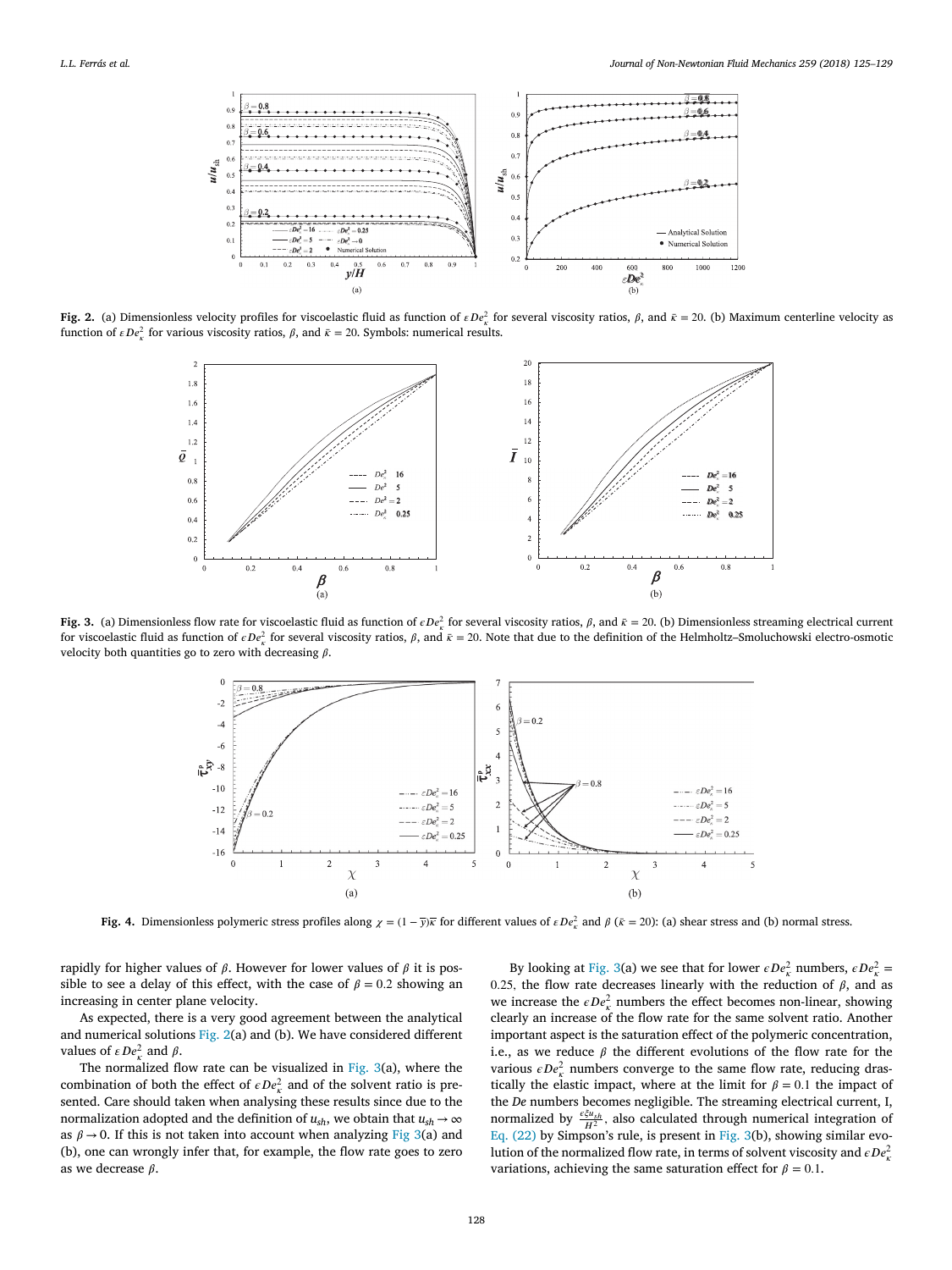Fig. 2. (a) Dimensionless velocity profiles for viscoelastic fluid as function of $\varepsilon De_{\kappa}^{2}$ for several viscosity ratios, $\beta$, and $\bar{\kappa} = 20$. (b) Maximum centerline velocity as function of $\varepsilon De_{\kappa}^{2}$ for various viscosity ratios, $\beta$, and $\bar{\kappa} = 20$. Symbols: numerical results.

Fig. 3. (a) Dimensionless flow rate for viscoelastic fluid as function of $\varepsilon De_{\kappa}^{2}$ for several viscosity ratios, $\beta$, and $\bar{\kappa} = 20$. (b) Dimensionless streaming electrical current for viscoelastic fluid as function of $\varepsilon De_{\kappa}^{2}$ for several viscosity ratios, $\beta$, and $\bar{\kappa} = 20$. Note that due to the definition of the Helmholtz–Smoluchowski electro-osmotic velocity both quantities go to zero with decreasing $\beta$.

Fig. 4. Dimensionless polymeric stress profiles along $\chi = (1 - \bar{y})\bar{\kappa}$ for different values of $\varepsilon De_{\kappa}^{2}$ and $\beta$ ($\bar{\kappa} = 20$): (a) shear stress and (b) normal stress.

rapidly for higher values of $\beta$. However for lower values of $\beta$ it is possible to see a delay of this effect, with the case of $\beta = 0.2$ showing an increasing in center plane velocity.

As expected, there is a very good agreement between the analytical and numerical solutions Fig. 2(a) and (b). We have considered different values of $\varepsilon De_{\kappa}^{2}$ and $\beta$.

The normalized flow rate can be visualized in Fig. 3(a), where the combination of both the effect of $\varepsilon De_{\kappa}^{2}$ and of the solvent ratio is presented. Care should taken when analysing these results since due to the normalization adopted and the definition of $u_{sh}$, we obtain that $u_{sh} \to \infty$ as $\beta \to 0$. If this is not taken into account when analyzing Fig 3(a) and (b), one can wrongly infer that, for example, the flow rate goes to zero as we decrease $\beta$.

By looking at Fig. 3(a) we see that for lower $\varepsilon De_{\kappa}^{2}$ numbers, $\varepsilon De_{\kappa}^{2} = 0.25$, the flow rate decreases linearly with the reduction of $\beta$, and as we increase the $\varepsilon De_{\kappa}^{2}$ numbers the effect becomes non-linear, showing clearly an increase of the flow rate for the same solvent ratio. Another important aspect is the saturation effect of the polymeric concentration, i.e., as we reduce $\beta$ the different evolutions of the flow rate for the various $\varepsilon De_{\kappa}^{2}$ numbers converge to the same flow rate, reducing drastically the elastic impact, where at the limit for $\beta = 0.1$ the impact of the *De* numbers becomes negligible. The streaming electrical current, I, normalized by $\frac{\varepsilon \xi u_{sh}}{H^{2}}$, also calculated through numerical integration of Eq. (22) by Simpson's rule, is present in Fig. 3(b), showing similar evolution of the normalized flow rate, in terms of solvent viscosity and $\varepsilon De_{\kappa}^{2}$ variations, achieving the same saturation effect for $\beta = 0.1$.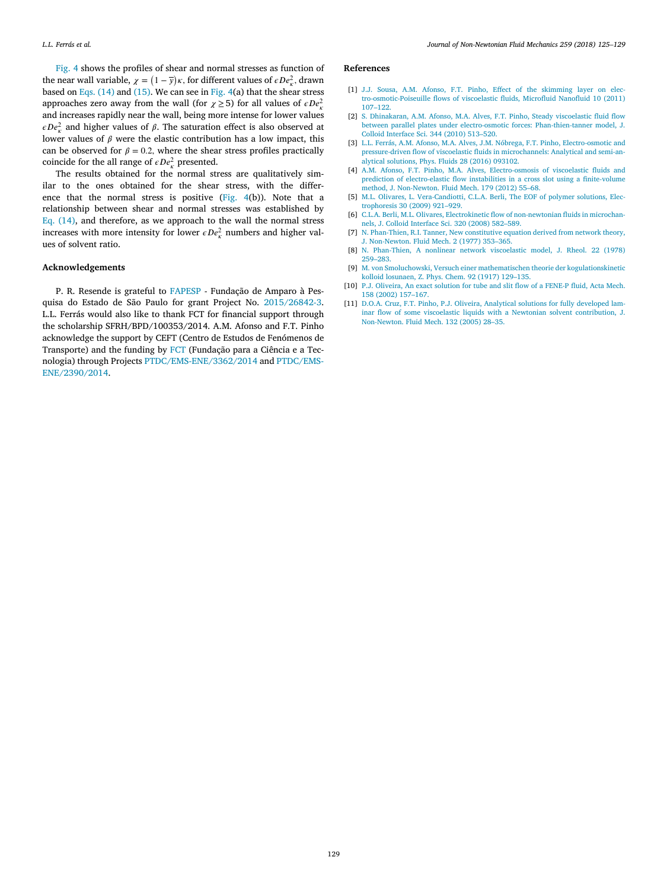Fig. 4 shows the profiles of shear and normal stresses as function of the near wall variable, $\chi = (1 - \overline{y})\kappa$, for different values of $\epsilon De_{\kappa}^2$, drawn based on Eqs. (14) and (15). We can see in Fig. 4(a) that the shear stress approaches zero away from the wall (for $\chi \geq 5$) for all values of $\epsilon De_{\kappa}^2$ and increases rapidly near the wall, being more intense for lower values $\epsilon De_{\kappa}^2$ and higher values of $\beta$. The saturation effect is also observed at lower values of $\beta$ were the elastic contribution has a low impact, this can be observed for $\beta = 0.2$, where the shear stress profiles practically coincide for the all range of $\epsilon De_{\kappa}^2$ presented.

The results obtained for the normal stress are qualitatively similar to the ones obtained for the shear stress, with the difference that the normal stress is positive (Fig. 4(b)). Note that a relationship between shear and normal stresses was established by Eq. (14), and therefore, as we approach to the wall the normal stress increases with more intensity for lower $\epsilon De_{\kappa}^2$ numbers and higher values of solvent ratio.

## Acknowledgements

P. R. Resende is grateful to FAPESP - Fundação de Amparo à Pesquisa do Estado de São Paulo for grant Project No. 2015/26842-3. L.L. Ferrás would also like to thank FCT for financial support through the scholarship SFRH/BPD/100353/2014. A.M. Afonso and F.T. Pinho acknowledge the support by CEFT (Centro de Estudos de Fenómenos de Transporte) and the funding by FCT (Fundação para a Ciência e a Tecnologia) through Projects PTDC/EMS-ENE/3362/2014 and PTDC/EMS-ENE/2390/2014.

## References

[1] J.J. Sousa, A.M. Afonso, F.T. Pinho, Effect of the skimming layer on electro-osmotic-Poiseuille flows of viscoelastic fluids, Microfluid Nanofluid 10 (2011) 107–122.

[2] S. Dhinakaran, A.M. Afonso, M.A. Alves, F.T. Pinho, Steady viscoelastic fluid flow between parallel plates under electro-osmotic forces: Phan-thien-tanner model, J. Colloid Interface Sci. 344 (2010) 513–520.

[3] L.L. Ferrás, A.M. Afonso, M.A. Alves, J.M. Nóbrega, F.T. Pinho, Electro-osmotic and pressure-driven flow of viscoelastic fluids in microchannels: Analytical and semi-analytical solutions, Phys. Fluids 28 (2016) 093102.

[4] A.M. Afonso, F.T. Pinho, M.A. Alves, Electro-osmosis of viscoelastic fluids and prediction of electro-elastic flow instabilities in a cross slot using a finite-volume method, J. Non-Newton. Fluid Mech. 179 (2012) 55–68.

[5] M.L. Olivares, L. Vera-Candiotti, C.L.A. Berli, The EOF of polymer solutions, Electrophoresis 30 (2009) 921–929.

[6] C.L.A. Berli, M.L. Olivares, Electrokinetic flow of non-newtonian fluids in microchannels, J. Colloid Interface Sci. 320 (2008) 582–589.

[7] N. Phan-Thien, R.I. Tanner, New constitutive equation derived from network theory, J. Non-Newton. Fluid Mech. 2 (1977) 353–365.

[8] N. Phan-Thien, A nonlinear network viscoelastic model, J. Rheol. 22 (1978) 259–283.

[9] M. von Smoluchowski, Versuch einer mathematischen theorie der kogulationskinetic kolloid losunaen, Z. Phys. Chem. 92 (1917) 129–135.

[10] P.J. Oliveira, An exact solution for tube and slit flow of a FENE-P fluid, Acta Mech. 158 (2002) 157–167.

[11] D.O.A. Cruz, F.T. Pinho, P.J. Oliveira, Analytical solutions for fully developed laminar flow of some viscoelastic liquids with a Newtonian solvent contribution, J. Non-Newton. Fluid Mech. 132 (2005) 28–35.